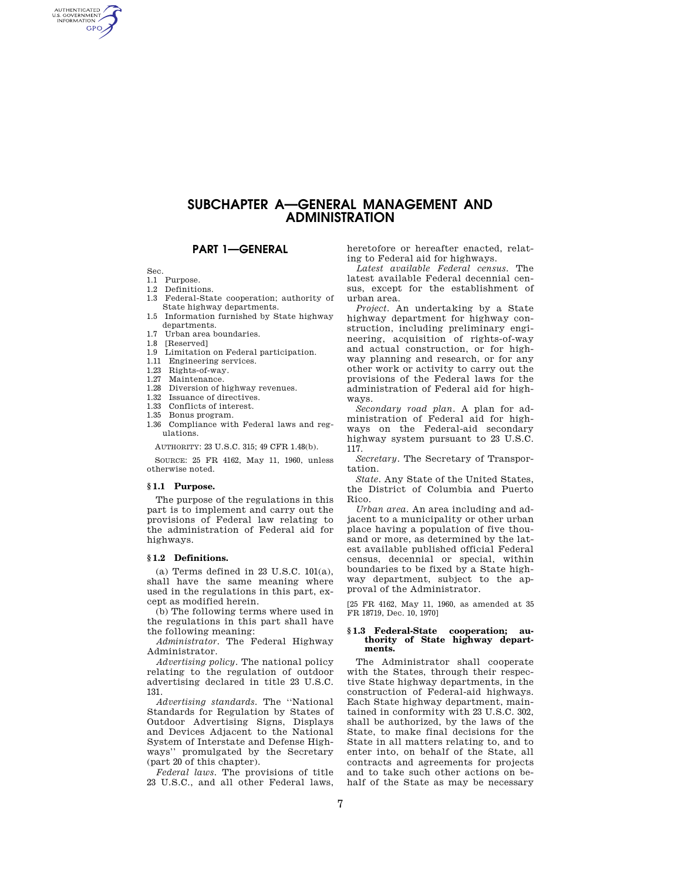# SUBCHAPTER A—GENERAL MANAGEMENT AND ADMINISTRATION

## PART 1—GENERAL

Sec.
- 1.1 Purpose.
- 1.2 Definitions.
- 1.3 Federal-State cooperation; authority of State highway departments.
- 1.5 Information furnished by State highway departments.
- 1.7 Urban area boundaries.
- 1.8 [Reserved]
- 1.9 Limitation on Federal participation.
- 1.11 Engineering services.
- 1.23 Rights-of-way.
- 1.27 Maintenance.
- 1.28 Diversion of highway revenues.
- 1.32 Issuance of directives.
- 1.33 Conflicts of interest.
- 1.35 Bonus program.
- 1.36 Compliance with Federal laws and regulations.

AUTHORITY: 23 U.S.C. 315; 49 CFR 1.48(b).

SOURCE: 25 FR 4162, May 11, 1960, unless otherwise noted.

### § 1.1 Purpose.

The purpose of the regulations in this part is to implement and carry out the provisions of Federal law relating to the administration of Federal aid for highways.

### § 1.2 Definitions.

(a) Terms defined in 23 U.S.C. 101(a), shall have the same meaning where used in the regulations in this part, except as modified herein.

(b) The following terms where used in the regulations in this part shall have the following meaning:

*Administrator.* The Federal Highway Administrator.

*Advertising policy.* The national policy relating to the regulation of outdoor advertising declared in title 23 U.S.C. 131.

*Advertising standards.* The ''National Standards for Regulation by States of Outdoor Advertising Signs, Displays and Devices Adjacent to the National System of Interstate and Defense Highways'' promulgated by the Secretary (part 20 of this chapter).

*Federal laws.* The provisions of title 23 U.S.C., and all other Federal laws, heretofore or hereafter enacted, relating to Federal aid for highways.

*Latest available Federal census.* The latest available Federal decennial census, except for the establishment of urban area.

*Project.* An undertaking by a State highway department for highway construction, including preliminary engineering, acquisition of rights-of-way and actual construction, or for highway planning and research, or for any other work or activity to carry out the provisions of the Federal laws for the administration of Federal aid for highways.

*Secondary road plan.* A plan for administration of Federal aid for highways on the Federal-aid secondary highway system pursuant to 23 U.S.C. 117.

*Secretary.* The Secretary of Transportation.

*State.* Any State of the United States, the District of Columbia and Puerto Rico.

*Urban area.* An area including and adjacent to a municipality or other urban place having a population of five thousand or more, as determined by the latest available published official Federal census, decennial or special, within boundaries to be fixed by a State highway department, subject to the approval of the Administrator.

[25 FR 4162, May 11, 1960, as amended at 35 FR 18719, Dec. 10, 1970]

### § 1.3 Federal-State cooperation; authority of State highway departments.

The Administrator shall cooperate with the States, through their respective State highway departments, in the construction of Federal-aid highways. Each State highway department, maintained in conformity with 23 U.S.C. 302, shall be authorized, by the laws of the State, to make final decisions for the State in all matters relating to, and to enter into, on behalf of the State, all contracts and agreements for projects and to take such other actions on behalf of the State as may be necessary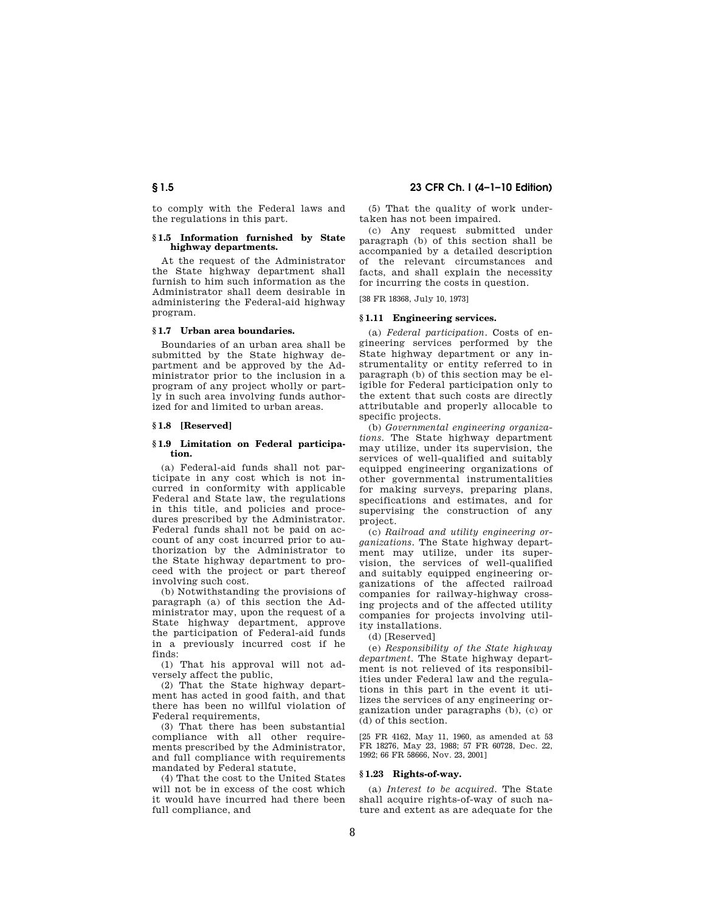to comply with the Federal laws and the regulations in this part.

### § 1.5 Information furnished by State highway departments.

At the request of the Administrator the State highway department shall furnish to him such information as the Administrator shall deem desirable in administering the Federal-aid highway program.

### § 1.7 Urban area boundaries.

Boundaries of an urban area shall be submitted by the State highway department and be approved by the Administrator prior to the inclusion in a program of any project wholly or partly in such area involving funds authorized for and limited to urban areas.

### § 1.8 [Reserved]

### § 1.9 Limitation on Federal participation.

(a) Federal-aid funds shall not participate in any cost which is not incurred in conformity with applicable Federal and State law, the regulations in this title, and policies and procedures prescribed by the Administrator. Federal funds shall not be paid on account of any cost incurred prior to authorization by the Administrator to the State highway department to proceed with the project or part thereof involving such cost.

(b) Notwithstanding the provisions of paragraph (a) of this section the Administrator may, upon the request of a State highway department, approve the participation of Federal-aid funds in a previously incurred cost if he finds:

(1) That his approval will not adversely affect the public,

(2) That the State highway department has acted in good faith, and that there has been no willful violation of Federal requirements,

(3) That there has been substantial compliance with all other requirements prescribed by the Administrator, and full compliance with requirements mandated by Federal statute,

(4) That the cost to the United States will not be in excess of the cost which it would have incurred had there been full compliance, and

(5) That the quality of work undertaken has not been impaired.

(c) Any request submitted under paragraph (b) of this section shall be accompanied by a detailed description of the relevant circumstances and facts, and shall explain the necessity for incurring the costs in question.

[38 FR 18368, July 10, 1973]

### § 1.11 Engineering services.

(a) *Federal participation.* Costs of engineering services performed by the State highway department or any instrumentality or entity referred to in paragraph (b) of this section may be eligible for Federal participation only to the extent that such costs are directly attributable and properly allocable to specific projects.

(b) *Governmental engineering organizations.* The State highway department may utilize, under its supervision, the services of well-qualified and suitably equipped engineering organizations of other governmental instrumentalities for making surveys, preparing plans, specifications and estimates, and for supervising the construction of any project.

(c) *Railroad and utility engineering organizations.* The State highway department may utilize, under its supervision, the services of well-qualified and suitably equipped engineering organizations of the affected railroad companies for railway-highway crossing projects and of the affected utility companies for projects involving utility installations.

(d) [Reserved]

(e) *Responsibility of the State highway department.* The State highway department is not relieved of its responsibilities under Federal law and the regulations in this part in the event it utilizes the services of any engineering organization under paragraphs (b), (c) or (d) of this section.

[25 FR 4162, May 11, 1960, as amended at 53 FR 18276, May 23, 1988; 57 FR 60728, Dec. 22, 1992; 66 FR 58666, Nov. 23, 2001]

### § 1.23 Rights-of-way.

(a) *Interest to be acquired.* The State shall acquire rights-of-way of such nature and extent as are adequate for the